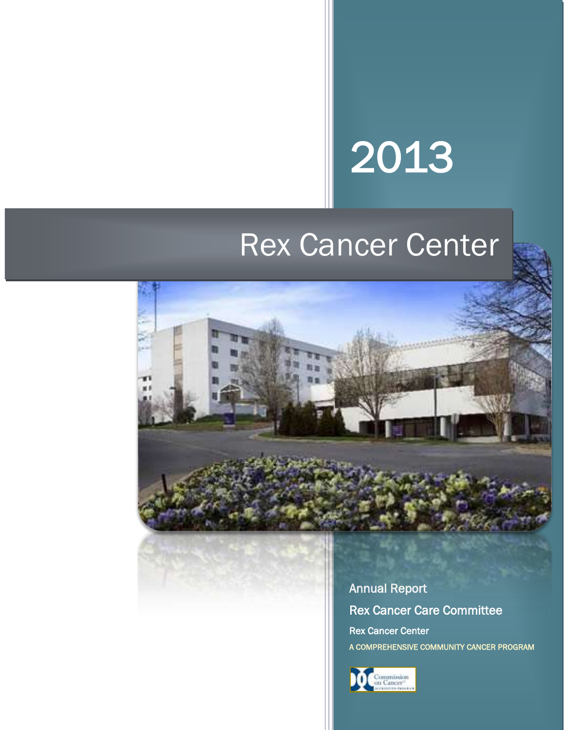# 2013

# Rex Cancer Center

Annual Report

Rex Cancer Care Committee

Rex Cancer Center

A COMPREHENSIVE COMMUNITY CANCER PROGRAM

Commission on Cancer
ACCREDITED PROGRAM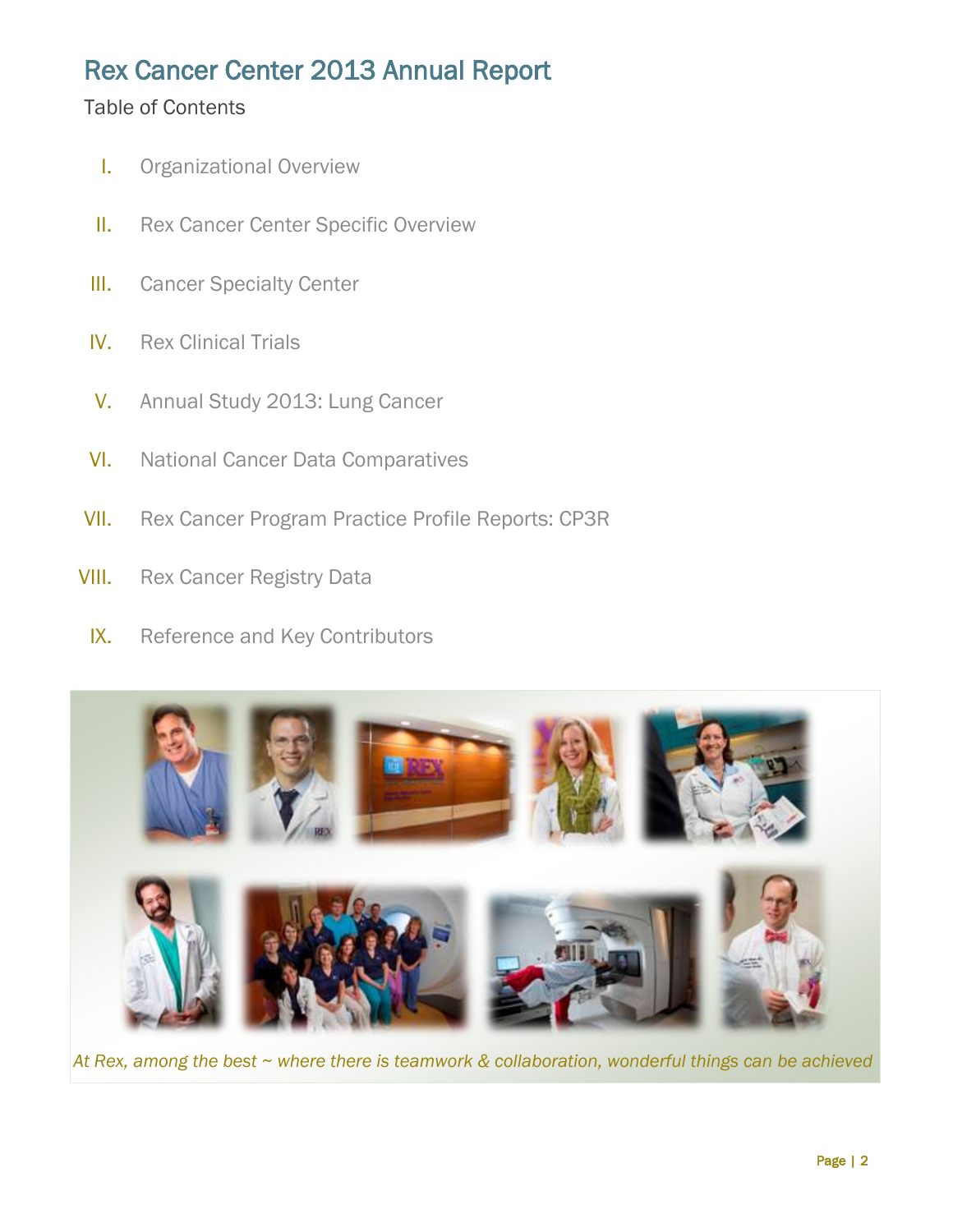# Rex Cancer Center 2013 Annual Report

Table of Contents

I. Organizational Overview

II. Rex Cancer Center Specific Overview

III. Cancer Specialty Center

IV. Rex Clinical Trials

V. Annual Study 2013: Lung Cancer

VI. National Cancer Data Comparatives

VII. Rex Cancer Program Practice Profile Reports: CP3R

VIII. Rex Cancer Registry Data

IX. Reference and Key Contributors

*At Rex, among the best ~ where there is teamwork & collaboration, wonderful things can be achieved*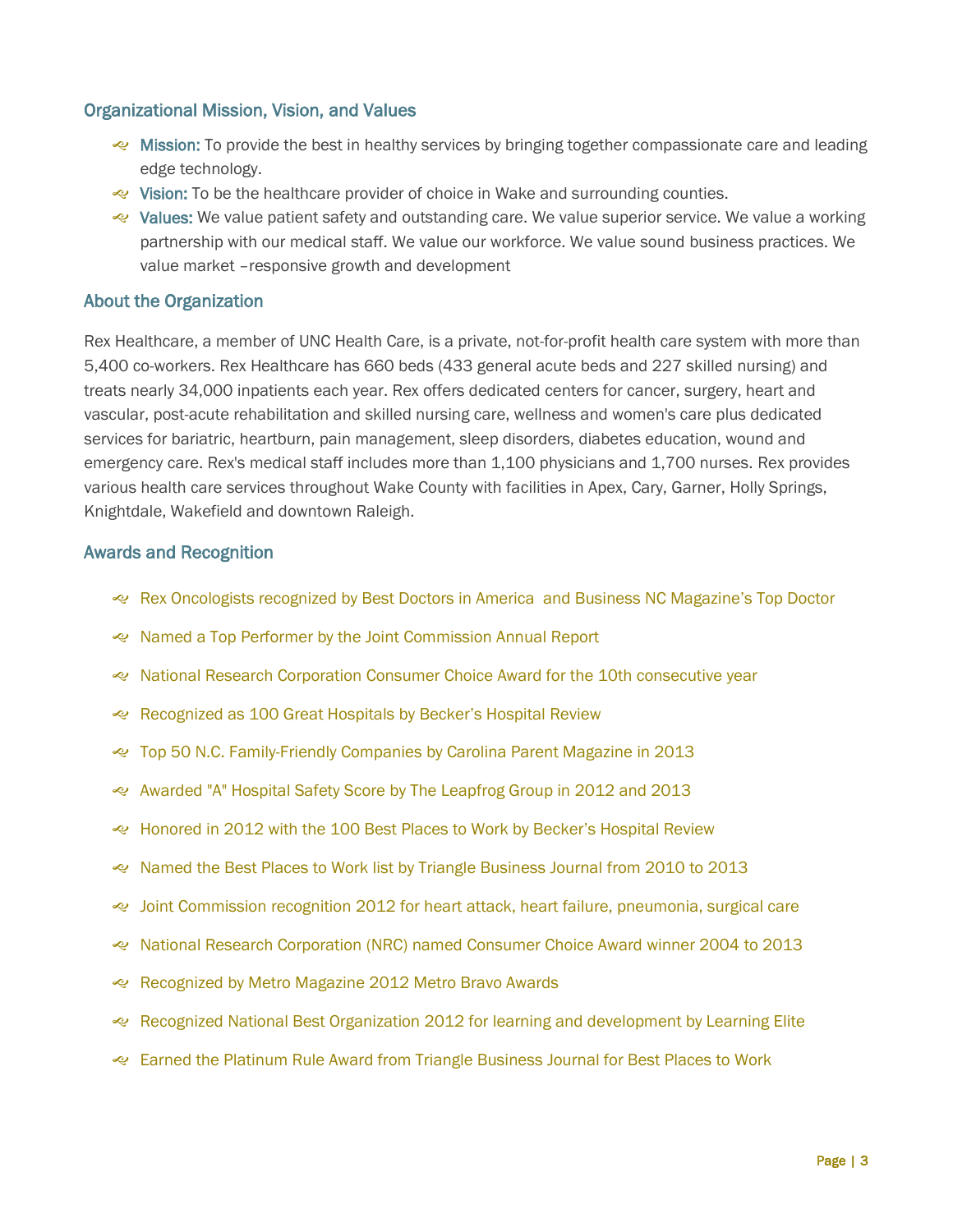## Organizational Mission, Vision, and Values

- **Mission:** To provide the best in healthy services by bringing together compassionate care and leading edge technology.
- **Vision:** To be the healthcare provider of choice in Wake and surrounding counties.
- **Values:** We value patient safety and outstanding care. We value superior service. We value a working partnership with our medical staff. We value our workforce. We value sound business practices. We value market –responsive growth and development

## About the Organization

Rex Healthcare, a member of UNC Health Care, is a private, not-for-profit health care system with more than 5,400 co-workers. Rex Healthcare has 660 beds (433 general acute beds and 227 skilled nursing) and treats nearly 34,000 inpatients each year. Rex offers dedicated centers for cancer, surgery, heart and vascular, post-acute rehabilitation and skilled nursing care, wellness and women's care plus dedicated services for bariatric, heartburn, pain management, sleep disorders, diabetes education, wound and emergency care. Rex's medical staff includes more than 1,100 physicians and 1,700 nurses. Rex provides various health care services throughout Wake County with facilities in Apex, Cary, Garner, Holly Springs, Knightdale, Wakefield and downtown Raleigh.

## Awards and Recognition

- Rex Oncologists recognized by Best Doctors in America and Business NC Magazine's Top Doctor
- Named a Top Performer by the Joint Commission Annual Report
- National Research Corporation Consumer Choice Award for the 10th consecutive year
- Recognized as 100 Great Hospitals by Becker's Hospital Review
- Top 50 N.C. Family-Friendly Companies by Carolina Parent Magazine in 2013
- Awarded "A" Hospital Safety Score by The Leapfrog Group in 2012 and 2013
- Honored in 2012 with the 100 Best Places to Work by Becker's Hospital Review
- Named the Best Places to Work list by Triangle Business Journal from 2010 to 2013
- Joint Commission recognition 2012 for heart attack, heart failure, pneumonia, surgical care
- National Research Corporation (NRC) named Consumer Choice Award winner 2004 to 2013
- Recognized by Metro Magazine 2012 Metro Bravo Awards
- Recognized National Best Organization 2012 for learning and development by Learning Elite
- Earned the Platinum Rule Award from Triangle Business Journal for Best Places to Work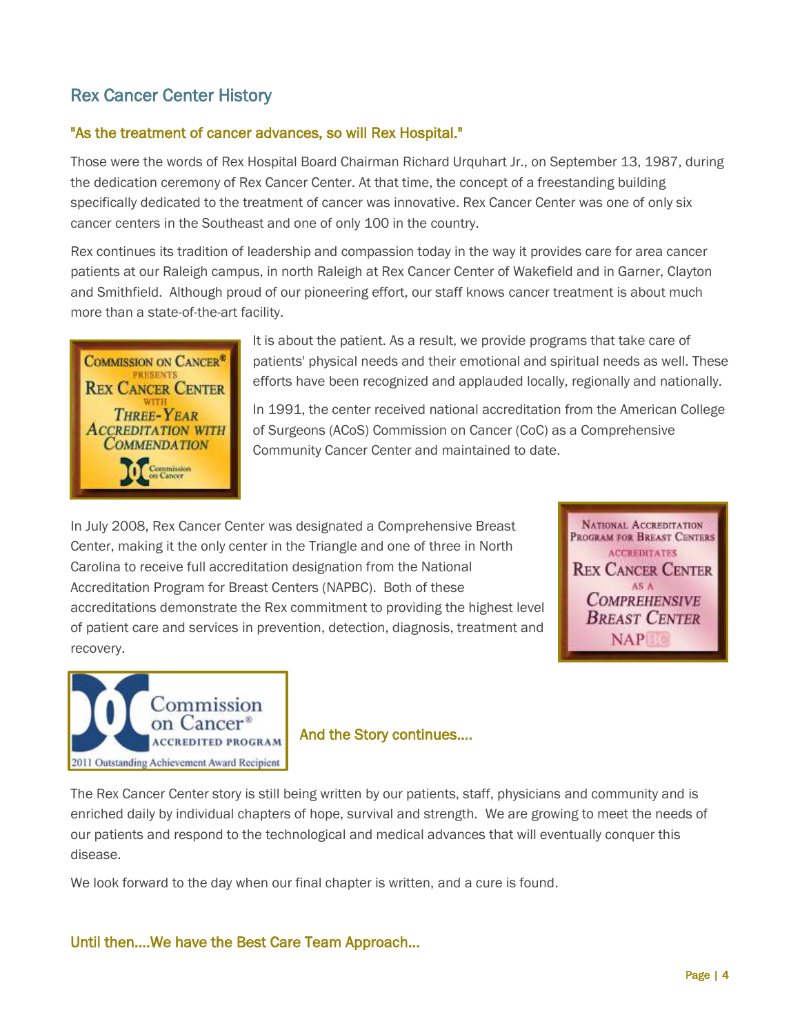## Rex Cancer Center History

### "As the treatment of cancer advances, so will Rex Hospital."

Those were the words of Rex Hospital Board Chairman Richard Urquhart Jr., on September 13, 1987, during the dedication ceremony of Rex Cancer Center. At that time, the concept of a freestanding building specifically dedicated to the treatment of cancer was innovative. Rex Cancer Center was one of only six cancer centers in the Southeast and one of only 100 in the country.

Rex continues its tradition of leadership and compassion today in the way it provides care for area cancer patients at our Raleigh campus, in north Raleigh at Rex Cancer Center of Wakefield and in Garner, Clayton and Smithfield. Although proud of our pioneering effort, our staff knows cancer treatment is about much more than a state-of-the-art facility.

It is about the patient. As a result, we provide programs that take care of patients' physical needs and their emotional and spiritual needs as well. These efforts have been recognized and applauded locally, regionally and nationally.

In 1991, the center received national accreditation from the American College of Surgeons (ACoS) Commission on Cancer (CoC) as a Comprehensive Community Cancer Center and maintained to date.

In July 2008, Rex Cancer Center was designated a Comprehensive Breast Center, making it the only center in the Triangle and one of three in North Carolina to receive full accreditation designation from the National Accreditation Program for Breast Centers (NAPBC). Both of these accreditations demonstrate the Rex commitment to providing the highest level of patient care and services in prevention, detection, diagnosis, treatment and recovery.

### And the Story continues....

The Rex Cancer Center story is still being written by our patients, staff, physicians and community and is enriched daily by individual chapters of hope, survival and strength. We are growing to meet the needs of our patients and respond to the technological and medical advances that will eventually conquer this disease.

We look forward to the day when our final chapter is written, and a cure is found.

### Until then....We have the Best Care Team Approach...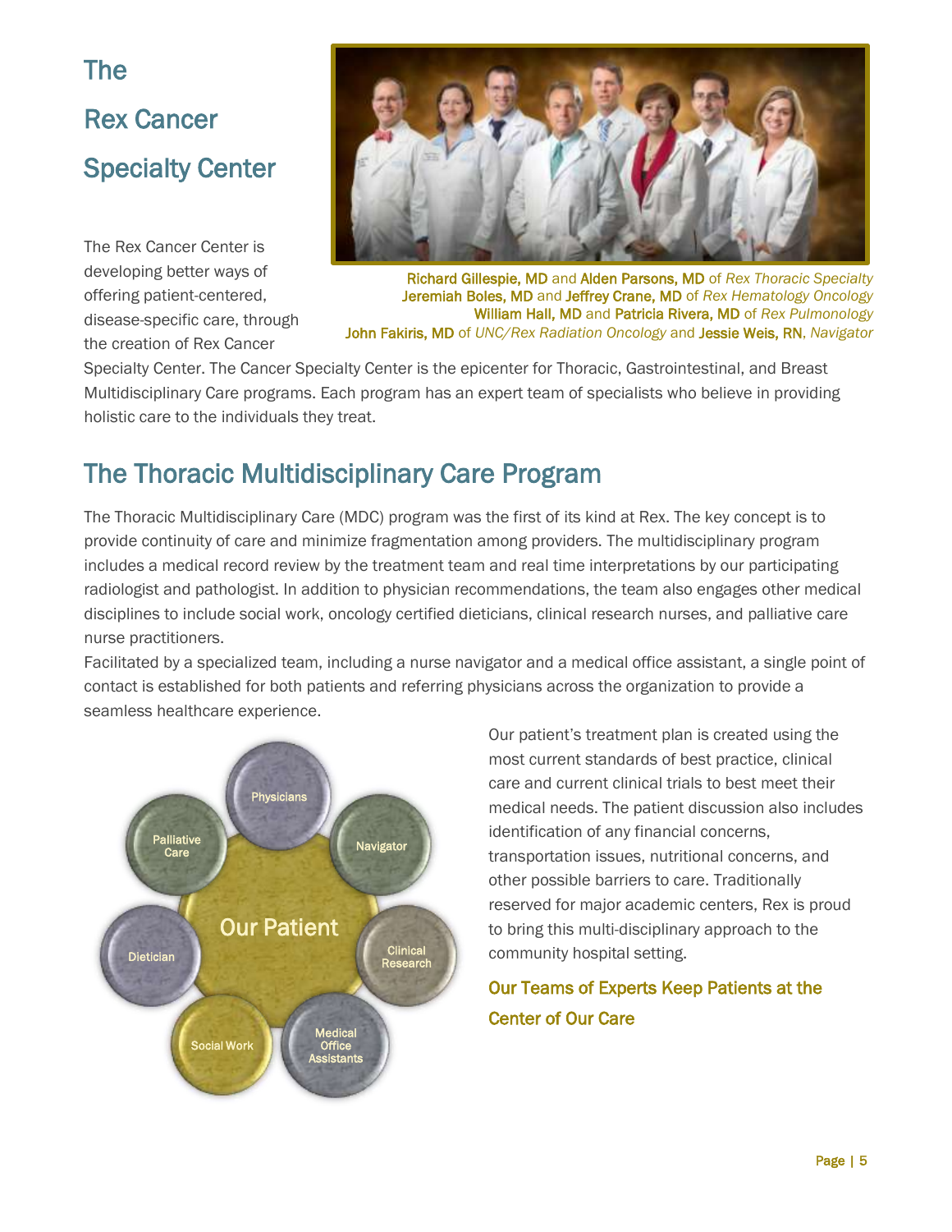# The Rex Cancer Specialty Center

**Richard Gillespie, MD** and **Alden Parsons, MD** of *Rex Thoracic Specialty*
**Jeremiah Boles, MD** and **Jeffrey Crane, MD** of *Rex Hematology Oncology*
**William Hall, MD** and **Patricia Rivera, MD** of *Rex Pulmonology*
**John Fakiris, MD** of *UNC/Rex Radiation Oncology* and **Jessie Weis, RN**, *Navigator*

The Rex Cancer Center is developing better ways of offering patient-centered, disease-specific care, through the creation of Rex Cancer Specialty Center. The Cancer Specialty Center is the epicenter for Thoracic, Gastrointestinal, and Breast Multidisciplinary Care programs. Each program has an expert team of specialists who believe in providing holistic care to the individuals they treat.

## The Thoracic Multidisciplinary Care Program

The Thoracic Multidisciplinary Care (MDC) program was the first of its kind at Rex. The key concept is to provide continuity of care and minimize fragmentation among providers. The multidisciplinary program includes a medical record review by the treatment team and real time interpretations by our participating radiologist and pathologist. In addition to physician recommendations, the team also engages other medical disciplines to include social work, oncology certified dieticians, clinical research nurses, and palliative care nurse practitioners.

Facilitated by a specialized team, including a nurse navigator and a medical office assistant, a single point of contact is established for both patients and referring physicians across the organization to provide a seamless healthcare experience.

Our Patient: Physicians, Navigator, Clinical Research, Medical Office Assistants, Social Work, Dietician, Palliative Care

Our patient's treatment plan is created using the most current standards of best practice, clinical care and current clinical trials to best meet their medical needs. The patient discussion also includes identification of any financial concerns, transportation issues, nutritional concerns, and other possible barriers to care. Traditionally reserved for major academic centers, Rex is proud to bring this multi-disciplinary approach to the community hospital setting.

**Our Teams of Experts Keep Patients at the Center of Our Care**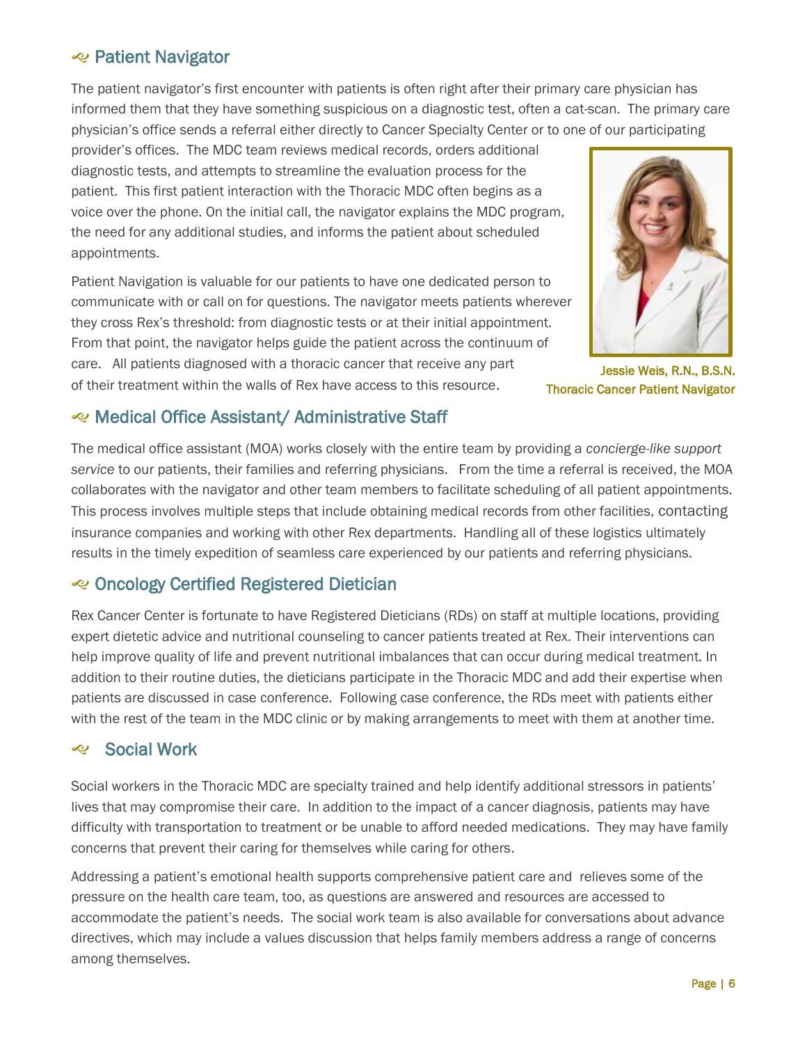## Patient Navigator

The patient navigator's first encounter with patients is often right after their primary care physician has informed them that they have something suspicious on a diagnostic test, often a cat-scan. The primary care physician's office sends a referral either directly to Cancer Specialty Center or to one of our participating provider's offices. The MDC team reviews medical records, orders additional diagnostic tests, and attempts to streamline the evaluation process for the patient. This first patient interaction with the Thoracic MDC often begins as a voice over the phone. On the initial call, the navigator explains the MDC program, the need for any additional studies, and informs the patient about scheduled appointments.

Patient Navigation is valuable for our patients to have one dedicated person to communicate with or call on for questions. The navigator meets patients wherever they cross Rex's threshold: from diagnostic tests or at their initial appointment. From that point, the navigator helps guide the patient across the continuum of care. All patients diagnosed with a thoracic cancer that receive any part of their treatment within the walls of Rex have access to this resource.

Jessie Weis, R.N., B.S.N.
Thoracic Cancer Patient Navigator

## Medical Office Assistant/ Administrative Staff

The medical office assistant (MOA) works closely with the entire team by providing a *concierge-like support service* to our patients, their families and referring physicians. From the time a referral is received, the MOA collaborates with the navigator and other team members to facilitate scheduling of all patient appointments. This process involves multiple steps that include obtaining medical records from other facilities, contacting insurance companies and working with other Rex departments. Handling all of these logistics ultimately results in the timely expedition of seamless care experienced by our patients and referring physicians.

## Oncology Certified Registered Dietician

Rex Cancer Center is fortunate to have Registered Dieticians (RDs) on staff at multiple locations, providing expert dietetic advice and nutritional counseling to cancer patients treated at Rex. Their interventions can help improve quality of life and prevent nutritional imbalances that can occur during medical treatment. In addition to their routine duties, the dieticians participate in the Thoracic MDC and add their expertise when patients are discussed in case conference. Following case conference, the RDs meet with patients either with the rest of the team in the MDC clinic or by making arrangements to meet with them at another time.

## Social Work

Social workers in the Thoracic MDC are specialty trained and help identify additional stressors in patients' lives that may compromise their care. In addition to the impact of a cancer diagnosis, patients may have difficulty with transportation to treatment or be unable to afford needed medications. They may have family concerns that prevent their caring for themselves while caring for others.

Addressing a patient's emotional health supports comprehensive patient care and relieves some of the pressure on the health care team, too, as questions are answered and resources are accessed to accommodate the patient's needs. The social work team is also available for conversations about advance directives, which may include a values discussion that helps family members address a range of concerns among themselves.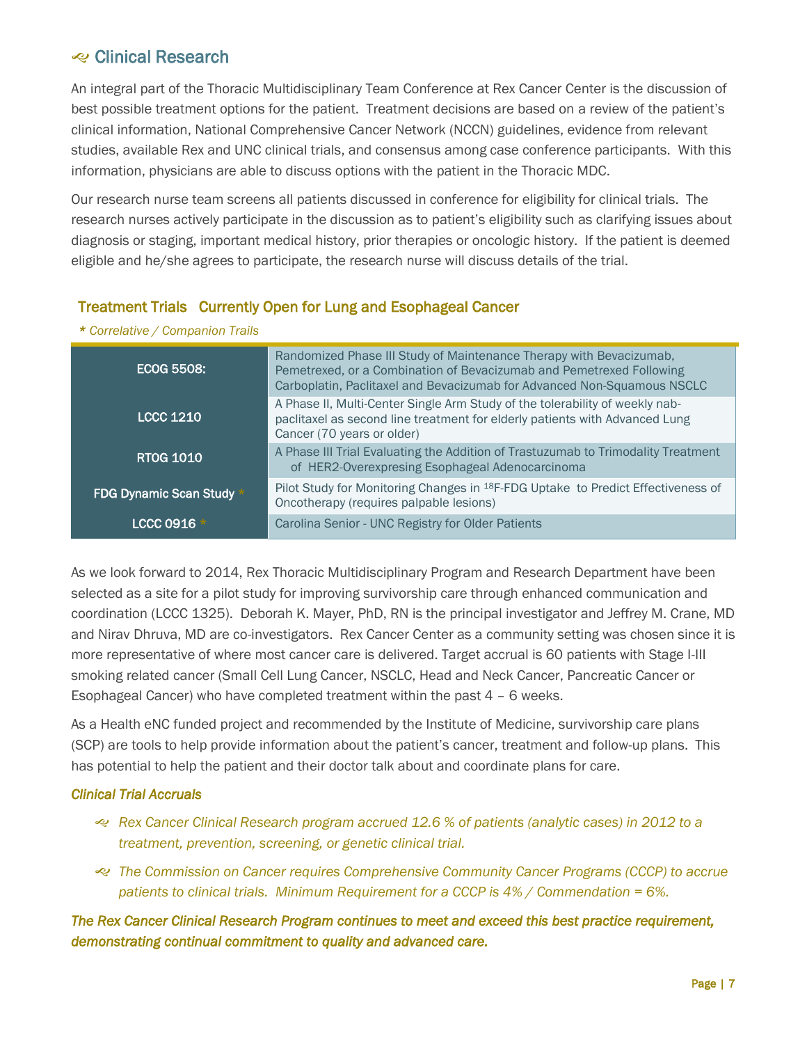## Clinical Research

An integral part of the Thoracic Multidisciplinary Team Conference at Rex Cancer Center is the discussion of best possible treatment options for the patient. Treatment decisions are based on a review of the patient's clinical information, National Comprehensive Cancer Network (NCCN) guidelines, evidence from relevant studies, available Rex and UNC clinical trials, and consensus among case conference participants. With this information, physicians are able to discuss options with the patient in the Thoracic MDC.

Our research nurse team screens all patients discussed in conference for eligibility for clinical trials. The research nurses actively participate in the discussion as to patient's eligibility such as clarifying issues about diagnosis or staging, important medical history, prior therapies or oncologic history. If the patient is deemed eligible and he/she agrees to participate, the research nurse will discuss details of the trial.

### Treatment Trials Currently Open for Lung and Esophageal Cancer

*\* Correlative / Companion Trails*

| Trial | Description |
|---|---|
| ECOG 5508: | Randomized Phase III Study of Maintenance Therapy with Bevacizumab, Pemetrexed, or a Combination of Bevacizumab and Pemetrexed Following Carboplatin, Paclitaxel and Bevacizumab for Advanced Non-Squamous NSCLC |
| LCCC 1210 | A Phase II, Multi-Center Single Arm Study of the tolerability of weekly nab-paclitaxel as second line treatment for elderly patients with Advanced Lung Cancer (70 years or older) |
| RTOG 1010 | A Phase III Trial Evaluating the Addition of Trastuzumab to Trimodality Treatment of HER2-Overexpresing Esophageal Adenocarcinoma |
| FDG Dynamic Scan Study * | Pilot Study for Monitoring Changes in $^{18}$F-FDG Uptake to Predict Effectiveness of Oncotherapy (requires palpable lesions) |
| LCCC 0916 * | Carolina Senior - UNC Registry for Older Patients |

As we look forward to 2014, Rex Thoracic Multidisciplinary Program and Research Department have been selected as a site for a pilot study for improving survivorship care through enhanced communication and coordination (LCCC 1325). Deborah K. Mayer, PhD, RN is the principal investigator and Jeffrey M. Crane, MD and Nirav Dhruva, MD are co-investigators. Rex Cancer Center as a community setting was chosen since it is more representative of where most cancer care is delivered. Target accrual is 60 patients with Stage I-III smoking related cancer (Small Cell Lung Cancer, NSCLC, Head and Neck Cancer, Pancreatic Cancer or Esophageal Cancer) who have completed treatment within the past 4 – 6 weeks.

As a Health eNC funded project and recommended by the Institute of Medicine, survivorship care plans (SCP) are tools to help provide information about the patient's cancer, treatment and follow-up plans. This has potential to help the patient and their doctor talk about and coordinate plans for care.

***Clinical Trial Accruals***

- *Rex Cancer Clinical Research program accrued 12.6 % of patients (analytic cases) in 2012 to a treatment, prevention, screening, or genetic clinical trial.*
- *The Commission on Cancer requires Comprehensive Community Cancer Programs (CCCP) to accrue patients to clinical trials. Minimum Requirement for a CCCP is 4% / Commendation = 6%.*

***The Rex Cancer Clinical Research Program continues to meet and exceed this best practice requirement, demonstrating continual commitment to quality and advanced care.***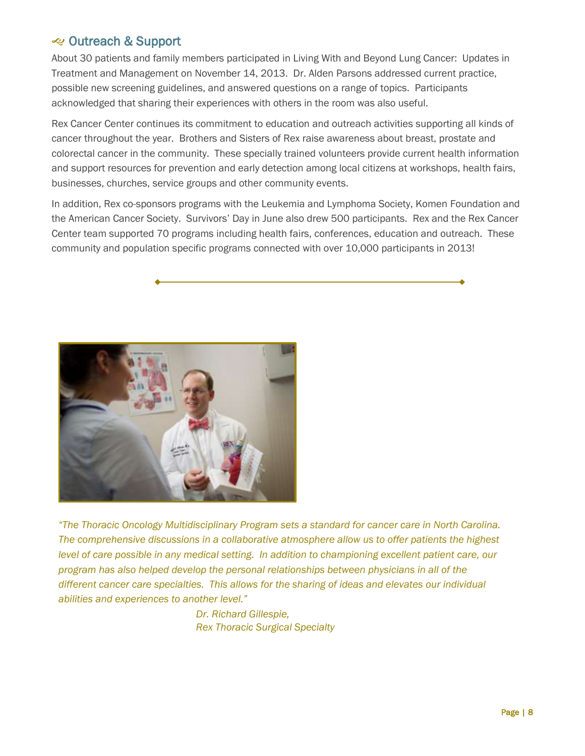## Outreach & Support

About 30 patients and family members participated in Living With and Beyond Lung Cancer: Updates in Treatment and Management on November 14, 2013. Dr. Alden Parsons addressed current practice, possible new screening guidelines, and answered questions on a range of topics. Participants acknowledged that sharing their experiences with others in the room was also useful.

Rex Cancer Center continues its commitment to education and outreach activities supporting all kinds of cancer throughout the year. Brothers and Sisters of Rex raise awareness about breast, prostate and colorectal cancer in the community. These specially trained volunteers provide current health information and support resources for prevention and early detection among local citizens at workshops, health fairs, businesses, churches, service groups and other community events.

In addition, Rex co-sponsors programs with the Leukemia and Lymphoma Society, Komen Foundation and the American Cancer Society. Survivors' Day in June also drew 500 participants. Rex and the Rex Cancer Center team supported 70 programs including health fairs, conferences, education and outreach. These community and population specific programs connected with over 10,000 participants in 2013!

*"The Thoracic Oncology Multidisciplinary Program sets a standard for cancer care in North Carolina. The comprehensive discussions in a collaborative atmosphere allow us to offer patients the highest level of care possible in any medical setting. In addition to championing excellent patient care, our program has also helped develop the personal relationships between physicians in all of the different cancer care specialties. This allows for the sharing of ideas and elevates our individual abilities and experiences to another level."*

*Dr. Richard Gillespie,*
*Rex Thoracic Surgical Specialty*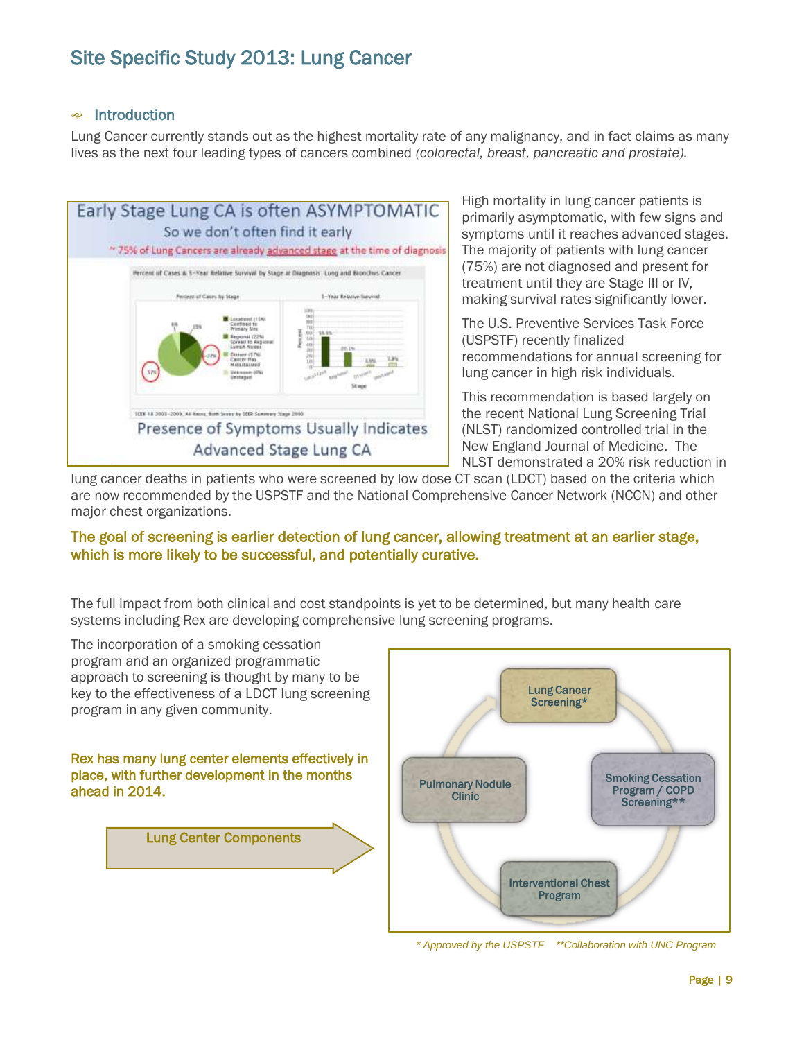# Site Specific Study 2013: Lung Cancer

## Introduction

Lung Cancer currently stands out as the highest mortality rate of any malignancy, and in fact claims as many lives as the next four leading types of cancers combined *(colorectal, breast, pancreatic and prostate).*

Early Stage Lung CA is often ASYMPTOMATIC

So we don't often find it early

~ 75% of Lung Cancers are already advanced stage at the time of diagnosis

Presence of Symptoms Usually Indicates Advanced Stage Lung CA

High mortality in lung cancer patients is primarily asymptomatic, with few signs and symptoms until it reaches advanced stages. The majority of patients with lung cancer (75%) are not diagnosed and present for treatment until they are Stage III or IV, making survival rates significantly lower.

The U.S. Preventive Services Task Force (USPSTF) recently finalized recommendations for annual screening for lung cancer in high risk individuals.

This recommendation is based largely on the recent National Lung Screening Trial (NLST) randomized controlled trial in the New England Journal of Medicine. The NLST demonstrated a 20% risk reduction in lung cancer deaths in patients who were screened by low dose CT scan (LDCT) based on the criteria which are now recommended by the USPSTF and the National Comprehensive Cancer Network (NCCN) and other major chest organizations.

**The goal of screening is earlier detection of lung cancer, allowing treatment at an earlier stage, which is more likely to be successful, and potentially curative.**

The full impact from both clinical and cost standpoints is yet to be determined, but many health care systems including Rex are developing comprehensive lung screening programs.

The incorporation of a smoking cessation program and an organized programmatic approach to screening is thought by many to be key to the effectiveness of a LDCT lung screening program in any given community.

**Rex has many lung center elements effectively in place, with further development in the months ahead in 2014.**

Lung Center Components

- Lung Cancer Screening*
- Smoking Cessation Program / COPD Screening**
- Interventional Chest Program
- Pulmonary Nodule Clinic

*\* Approved by the USPSTF \*\*Collaboration with UNC Program*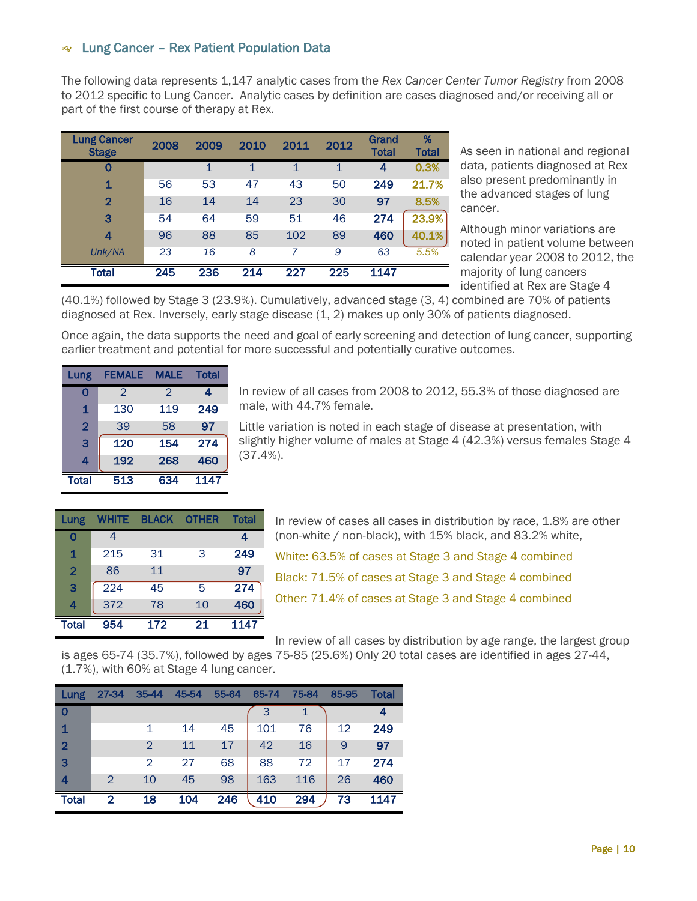## Lung Cancer – Rex Patient Population Data

The following data represents 1,147 analytic cases from the *Rex Cancer Center Tumor Registry* from 2008 to 2012 specific to Lung Cancer. Analytic cases by definition are cases diagnosed and/or receiving all or part of the first course of therapy at Rex.

| Lung Cancer Stage | 2008 | 2009 | 2010 | 2011 | 2012 | Grand Total | % Total |
|---|---|---|---|---|---|---|---|
| 0 | | 1 | 1 | 1 | 1 | 4 | 0.3% |
| 1 | 56 | 53 | 47 | 43 | 50 | 249 | 21.7% |
| 2 | 16 | 14 | 14 | 23 | 30 | 97 | 8.5% |
| 3 | 54 | 64 | 59 | 51 | 46 | 274 | 23.9% |
| 4 | 96 | 88 | 85 | 102 | 89 | 460 | 40.1% |
| *Unk/NA* | *23* | *16* | *8* | *7* | *9* | *63* | *5.5%* |
| **Total** | **245** | **236** | **214** | **227** | **225** | **1147** | |

As seen in national and regional data, patients diagnosed at Rex also present predominantly in the advanced stages of lung cancer.

Although minor variations are noted in patient volume between calendar year 2008 to 2012, the majority of lung cancers identified at Rex are Stage 4 (40.1%) followed by Stage 3 (23.9%). Cumulatively, advanced stage (3, 4) combined are 70% of patients diagnosed at Rex. Inversely, early stage disease (1, 2) makes up only 30% of patients diagnosed.

Once again, the data supports the need and goal of early screening and detection of lung cancer, supporting earlier treatment and potential for more successful and potentially curative outcomes.

| Lung | FEMALE | MALE | Total |
|---|---|---|---|
| 0 | 2 | 2 | 4 |
| 1 | 130 | 119 | 249 |
| 2 | 39 | 58 | 97 |
| 3 | 120 | 154 | 274 |
| 4 | 192 | 268 | 460 |
| **Total** | **513** | **634** | **1147** |

In review of all cases from 2008 to 2012, 55.3% of those diagnosed are male, with 44.7% female.

Little variation is noted in each stage of disease at presentation, with slightly higher volume of males at Stage 4 (42.3%) versus females Stage 4 (37.4%).

| Lung | WHITE | BLACK | OTHER | Total |
|---|---|---|---|---|
| 0 | 4 | | | 4 |
| 1 | 215 | 31 | 3 | 249 |
| 2 | 86 | 11 | | 97 |
| 3 | 224 | 45 | 5 | 274 |
| 4 | 372 | 78 | 10 | 460 |
| **Total** | **954** | **172** | **21** | **1147** |

In review of cases all cases in distribution by race, 1.8% are other (non-white / non-black), with 15% black, and 83.2% white,

White: 63.5% of cases at Stage 3 and Stage 4 combined

Black: 71.5% of cases at Stage 3 and Stage 4 combined

Other: 71.4% of cases at Stage 3 and Stage 4 combined

In review of all cases by distribution by age range, the largest group is ages 65-74 (35.7%), followed by ages 75-85 (25.6%) Only 20 total cases are identified in ages 27-44, (1.7%), with 60% at Stage 4 lung cancer.

| Lung | 27-34 | 35-44 | 45-54 | 55-64 | 65-74 | 75-84 | 85-95 | Total |
|---|---|---|---|---|---|---|---|---|
| 0 | | | | | 3 | 1 | | 4 |
| 1 | | 1 | 14 | 45 | 101 | 76 | 12 | 249 |
| 2 | | 2 | 11 | 17 | 42 | 16 | 9 | 97 |
| 3 | | 2 | 27 | 68 | 88 | 72 | 17 | 274 |
| 4 | 2 | 10 | 45 | 98 | 163 | 116 | 26 | 460 |
| **Total** | **2** | **18** | **104** | **246** | **410** | **294** | **73** | **1147** |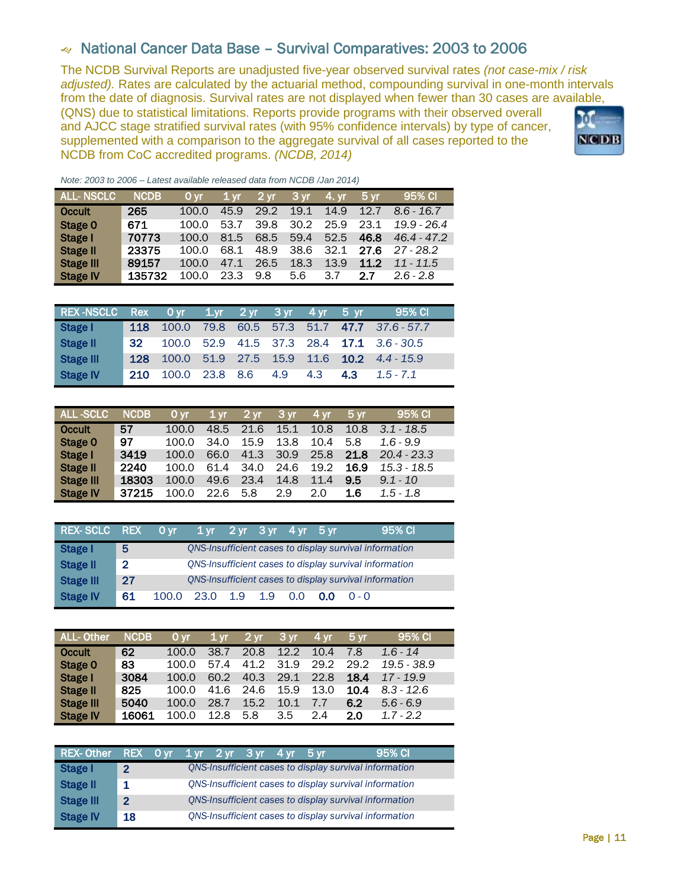## National Cancer Data Base – Survival Comparatives: 2003 to 2006

The NCDB Survival Reports are unadjusted five-year observed survival rates *(not case-mix / risk adjusted).* Rates are calculated by the actuarial method, compounding survival in one-month intervals from the date of diagnosis. Survival rates are not displayed when fewer than 30 cases are available, (QNS) due to statistical limitations. Reports provide programs with their observed overall and AJCC stage stratified survival rates (with 95% confidence intervals) by type of cancer, supplemented with a comparison to the aggregate survival of all cases reported to the NCDB from CoC accredited programs. *(NCDB, 2014)*

*Note: 2003 to 2006 – Latest available released data from NCDB /Jan 2014)*

| ALL- NSCLC | NCDB | 0 yr | 1 yr | 2 yr | 3 yr | 4. yr | 5 yr | 95% CI |
|---|---|---|---|---|---|---|---|---|
| **Occult** | 265 | 100.0 | 45.9 | 29.2 | 19.1 | 14.9 | 12.7 | *8.6 - 16.7* |
| **Stage 0** | 671 | 100.0 | 53.7 | 39.8 | 30.2 | 25.9 | 23.1 | *19.9 - 26.4* |
| **Stage I** | 70773 | 100.0 | 81.5 | 68.5 | 59.4 | 52.5 | **46.8** | *46.4 - 47.2* |
| **Stage II** | 23375 | 100.0 | 68.1 | 48.9 | 38.6 | 32.1 | **27.6** | *27 - 28.2* |
| **Stage III** | 89157 | 100.0 | 47.1 | 26.5 | 18.3 | 13.9 | **11.2** | *11 - 11.5* |
| **Stage IV** | 135732 | 100.0 | 23.3 | 9.8 | 5.6 | 3.7 | **2.7** | *2.6 - 2.8* |

| REX -NSCLC | Rex | 0 yr | 1.yr | 2 yr | 3 yr | 4 yr | 5 yr | 95% CI |
|---|---|---|---|---|---|---|---|---|
| **Stage I** | **118** | 100.0 | 79.8 | 60.5 | 57.3 | 51.7 | **47.7** | *37.6 - 57.7* |
| **Stage II** | **32** | 100.0 | 52.9 | 41.5 | 37.3 | 28.4 | **17.1** | *3.6 - 30.5* |
| **Stage III** | **128** | 100.0 | 51.9 | 27.5 | 15.9 | 11.6 | **10.2** | *4.4 - 15.9* |
| **Stage IV** | **210** | 100.0 | 23.8 | 8.6 | 4.9 | 4.3 | **4.3** | *1.5 - 7.1* |

| ALL -SCLC | NCDB | 0 yr | 1 yr | 2 yr | 3 yr | 4 yr | 5 yr | 95% CI |
|---|---|---|---|---|---|---|---|---|
| **Occult** | 57 | 100.0 | 48.5 | 21.6 | 15.1 | 10.8 | 10.8 | *3.1 - 18.5* |
| **Stage 0** | 97 | 100.0 | 34.0 | 15.9 | 13.8 | 10.4 | 5.8 | *1.6 - 9.9* |
| **Stage I** | 3419 | 100.0 | 66.0 | 41.3 | 30.9 | 25.8 | **21.8** | *20.4 - 23.3* |
| **Stage II** | 2240 | 100.0 | 61.4 | 34.0 | 24.6 | 19.2 | **16.9** | *15.3 - 18.5* |
| **Stage III** | 18303 | 100.0 | 49.6 | 23.4 | 14.8 | 11.4 | **9.5** | *9.1 - 10* |
| **Stage IV** | 37215 | 100.0 | 22.6 | 5.8 | 2.9 | 2.0 | **1.6** | *1.5 - 1.8* |

| REX- SCLC | REX | 0 yr | 1 yr | 2 yr | 3 yr | 4 yr | 5 yr | 95% CI |
|---|---|---|---|---|---|---|---|---|
| **Stage I** | **5** | *QNS-Insufficient cases to display survival information* | | | | | | |
| **Stage II** | **2** | *QNS-Insufficient cases to display survival information* | | | | | | |
| **Stage III** | **27** | *QNS-Insufficient cases to display survival information* | | | | | | |
| **Stage IV** | **61** | 100.0 | 23.0 | 1.9 | 1.9 | 0.0 | **0.0** | 0 - 0 |

| ALL- Other | NCDB | 0 yr | 1 yr | 2 yr | 3 yr | 4 yr | 5 yr | 95% CI |
|---|---|---|---|---|---|---|---|---|
| **Occult** | 62 | 100.0 | 38.7 | 20.8 | 12.2 | 10.4 | 7.8 | *1.6 - 14* |
| **Stage 0** | 83 | 100.0 | 57.4 | 41.2 | 31.9 | 29.2 | 29.2 | *19.5 - 38.9* |
| **Stage I** | 3084 | 100.0 | 60.2 | 40.3 | 29.1 | 22.8 | **18.4** | *17 - 19.9* |
| **Stage II** | 825 | 100.0 | 41.6 | 24.6 | 15.9 | 13.0 | **10.4** | *8.3 - 12.6* |
| **Stage III** | 5040 | 100.0 | 28.7 | 15.2 | 10.1 | 7.7 | **6.2** | *5.6 - 6.9* |
| **Stage IV** | 16061 | 100.0 | 12.8 | 5.8 | 3.5 | 2.4 | **2.0** | *1.7 - 2.2* |

| REX- Other | REX | 0 yr | 1 yr | 2 yr | 3 yr | 4 yr | 5 yr | 95% CI |
|---|---|---|---|---|---|---|---|---|
| **Stage I** | **2** | *QNS-Insufficient cases to display survival information* | | | | | | |
| **Stage II** | **1** | *QNS-Insufficient cases to display survival information* | | | | | | |
| **Stage III** | **2** | *QNS-Insufficient cases to display survival information* | | | | | | |
| **Stage IV** | **18** | *QNS-Insufficient cases to display survival information* | | | | | | |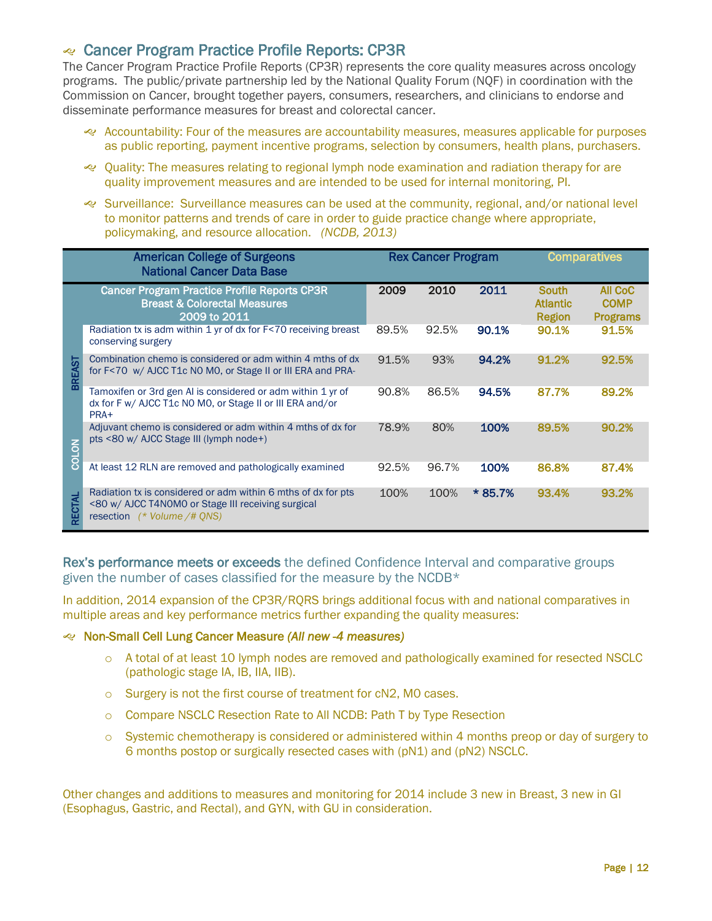## Cancer Program Practice Profile Reports: CP3R

The Cancer Program Practice Profile Reports (CP3R) represents the core quality measures across oncology programs. The public/private partnership led by the National Quality Forum (NQF) in coordination with the Commission on Cancer, brought together payers, consumers, researchers, and clinicians to endorse and disseminate performance measures for breast and colorectal cancer.

- Accountability: Four of the measures are accountability measures, measures applicable for purposes as public reporting, payment incentive programs, selection by consumers, health plans, purchasers.
- Quality: The measures relating to regional lymph node examination and radiation therapy for are quality improvement measures and are intended to be used for internal monitoring, PI.
- Surveillance: Surveillance measures can be used at the community, regional, and/or national level to monitor patterns and trends of care in order to guide practice change where appropriate, policymaking, and resource allocation. *(NCDB, 2013)*

| | American College of Surgeons National Cancer Data Base | Rex Cancer Program | | | Comparatives | |
|---|---|---|---|---|---|---|
| | Cancer Program Practice Profile Reports CP3R Breast & Colorectal Measures 2009 to 2011 | 2009 | 2010 | 2011 | South Atlantic Region | All CoC COMP Programs |
| BREAST | Radiation tx is adm within 1 yr of dx for F<70 receiving breast conserving surgery | 89.5% | 92.5% | **90.1%** | **90.1%** | **91.5%** |
| BREAST | Combination chemo is considered or adm within 4 mths of dx for F<70 w/ AJCC T1c N0 M0, or Stage II or III ERA and PRA- | 91.5% | 93% | **94.2%** | **91.2%** | **92.5%** |
| BREAST | Tamoxifen or 3rd gen AI is considered or adm within 1 yr of dx for F w/ AJCC T1c N0 M0, or Stage II or III ERA and/or PRA+ | 90.8% | 86.5% | **94.5%** | **87.7%** | **89.2%** |
| COLON | Adjuvant chemo is considered or adm within 4 mths of dx for pts <80 w/ AJCC Stage III (lymph node+) | 78.9% | 80% | **100%** | **89.5%** | **90.2%** |
| COLON | At least 12 RLN are removed and pathologically examined | 92.5% | 96.7% | **100%** | **86.8%** | **87.4%** |
| RECTAL | Radiation tx is considered or adm within 6 mths of dx for pts <80 w/ AJCC T4N0M0 or Stage III receiving surgical resection *(* Volume /# QNS)* | 100% | 100% | **\* 85.7%** | **93.4%** | **93.2%** |

**Rex's performance meets or exceeds** the defined Confidence Interval and comparative groups given the number of cases classified for the measure by the NCDB*

In addition, 2014 expansion of the CP3R/RQRS brings additional focus with and national comparatives in multiple areas and key performance metrics further expanding the quality measures:

- Non-Small Cell Lung Cancer Measure *(All new -4 measures)*
  - A total of at least 10 lymph nodes are removed and pathologically examined for resected NSCLC (pathologic stage IA, IB, IIA, IIB).
  - Surgery is not the first course of treatment for cN2, M0 cases.
  - Compare NSCLC Resection Rate to All NCDB: Path T by Type Resection
  - Systemic chemotherapy is considered or administered within 4 months preop or day of surgery to 6 months postop or surgically resected cases with (pN1) and (pN2) NSCLC.

Other changes and additions to measures and monitoring for 2014 include 3 new in Breast, 3 new in GI (Esophagus, Gastric, and Rectal), and GYN, with GU in consideration.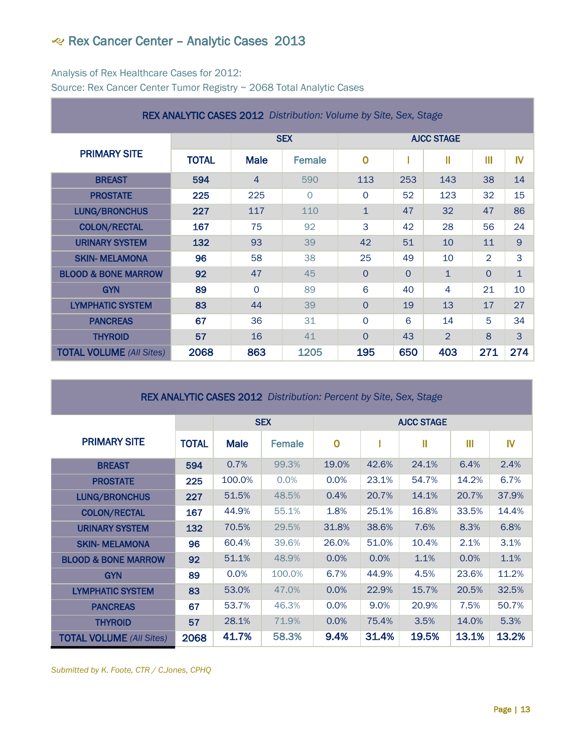# Rex Cancer Center – Analytic Cases 2013

Analysis of Rex Healthcare Cases for 2012:
Source: Rex Cancer Center Tumor Registry ~ 2068 Total Analytic Cases

**REX ANALYTIC CASES 2012** *Distribution: Volume by Site, Sex, Stage*

| PRIMARY SITE | | SEX | | AJCC STAGE | | | | |
|---|---|---|---|---|---|---|---|---|
| | TOTAL | Male | Female | 0 | I | II | III | IV |
| BREAST | 594 | 4 | 590 | 113 | 253 | 143 | 38 | 14 |
| PROSTATE | 225 | 225 | 0 | 0 | 52 | 123 | 32 | 15 |
| LUNG/BRONCHUS | 227 | 117 | 110 | 1 | 47 | 32 | 47 | 86 |
| COLON/RECTAL | 167 | 75 | 92 | 3 | 42 | 28 | 56 | 24 |
| URINARY SYSTEM | 132 | 93 | 39 | 42 | 51 | 10 | 11 | 9 |
| SKIN- MELAMONA | 96 | 58 | 38 | 25 | 49 | 10 | 2 | 3 |
| BLOOD & BONE MARROW | 92 | 47 | 45 | 0 | 0 | 1 | 0 | 1 |
| GYN | 89 | 0 | 89 | 6 | 40 | 4 | 21 | 10 |
| LYMPHATIC SYSTEM | 83 | 44 | 39 | 0 | 19 | 13 | 17 | 27 |
| PANCREAS | 67 | 36 | 31 | 0 | 6 | 14 | 5 | 34 |
| THYROID | 57 | 16 | 41 | 0 | 43 | 2 | 8 | 3 |
| TOTAL VOLUME *(All Sites)* | 2068 | 863 | 1205 | 195 | 650 | 403 | 271 | 274 |

**REX ANALYTIC CASES 2012** *Distribution: Percent by Site, Sex, Stage*

| PRIMARY SITE | | SEX | | AJCC STAGE | | | | |
|---|---|---|---|---|---|---|---|---|
| | TOTAL | Male | Female | 0 | I | II | III | IV |
| BREAST | 594 | 0.7% | 99.3% | 19.0% | 42.6% | 24.1% | 6.4% | 2.4% |
| PROSTATE | 225 | 100.0% | 0.0% | 0.0% | 23.1% | 54.7% | 14.2% | 6.7% |
| LUNG/BRONCHUS | 227 | 51.5% | 48.5% | 0.4% | 20.7% | 14.1% | 20.7% | 37.9% |
| COLON/RECTAL | 167 | 44.9% | 55.1% | 1.8% | 25.1% | 16.8% | 33.5% | 14.4% |
| URINARY SYSTEM | 132 | 70.5% | 29.5% | 31.8% | 38.6% | 7.6% | 8.3% | 6.8% |
| SKIN- MELAMONA | 96 | 60.4% | 39.6% | 26.0% | 51.0% | 10.4% | 2.1% | 3.1% |
| BLOOD & BONE MARROW | 92 | 51.1% | 48.9% | 0.0% | 0.0% | 1.1% | 0.0% | 1.1% |
| GYN | 89 | 0.0% | 100.0% | 6.7% | 44.9% | 4.5% | 23.6% | 11.2% |
| LYMPHATIC SYSTEM | 83 | 53.0% | 47.0% | 0.0% | 22.9% | 15.7% | 20.5% | 32.5% |
| PANCREAS | 67 | 53.7% | 46.3% | 0.0% | 9.0% | 20.9% | 7.5% | 50.7% |
| THYROID | 57 | 28.1% | 71.9% | 0.0% | 75.4% | 3.5% | 14.0% | 5.3% |
| TOTAL VOLUME *(All Sites)* | 2068 | 41.7% | 58.3% | 9.4% | 31.4% | 19.5% | 13.1% | 13.2% |

*Submitted by K. Foote, CTR / C.Jones, CPHQ*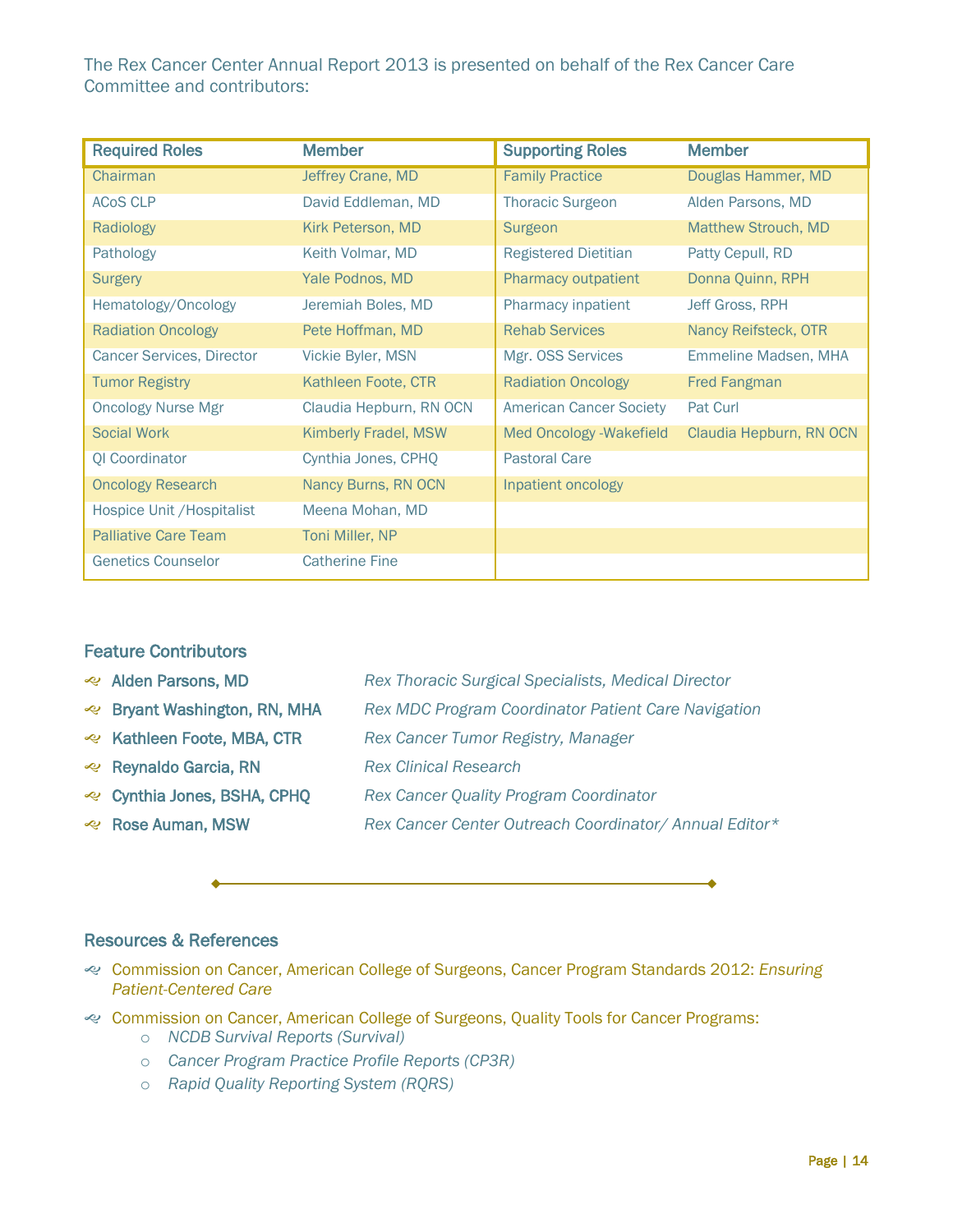The Rex Cancer Center Annual Report 2013 is presented on behalf of the Rex Cancer Care Committee and contributors:

| Required Roles | Member | Supporting Roles | Member |
|---|---|---|---|
| Chairman | Jeffrey Crane, MD | Family Practice | Douglas Hammer, MD |
| ACoS CLP | David Eddleman, MD | Thoracic Surgeon | Alden Parsons, MD |
| Radiology | Kirk Peterson, MD | Surgeon | Matthew Strouch, MD |
| Pathology | Keith Volmar, MD | Registered Dietitian | Patty Cepull, RD |
| Surgery | Yale Podnos, MD | Pharmacy outpatient | Donna Quinn, RPH |
| Hematology/Oncology | Jeremiah Boles, MD | Pharmacy inpatient | Jeff Gross, RPH |
| Radiation Oncology | Pete Hoffman, MD | Rehab Services | Nancy Reifsteck, OTR |
| Cancer Services, Director | Vickie Byler, MSN | Mgr. OSS Services | Emmeline Madsen, MHA |
| Tumor Registry | Kathleen Foote, CTR | Radiation Oncology | Fred Fangman |
| Oncology Nurse Mgr | Claudia Hepburn, RN OCN | American Cancer Society | Pat Curl |
| Social Work | Kimberly Fradel, MSW | Med Oncology -Wakefield | Claudia Hepburn, RN OCN |
| QI Coordinator | Cynthia Jones, CPHQ | Pastoral Care | |
| Oncology Research | Nancy Burns, RN OCN | Inpatient oncology | |
| Hospice Unit /Hospitalist | Meena Mohan, MD | | |
| Palliative Care Team | Toni Miller, NP | | |
| Genetics Counselor | Catherine Fine | | |

## Feature Contributors

- **Alden Parsons, MD** — *Rex Thoracic Surgical Specialists, Medical Director*
- **Bryant Washington, RN, MHA** — *Rex MDC Program Coordinator Patient Care Navigation*
- **Kathleen Foote, MBA, CTR** — *Rex Cancer Tumor Registry, Manager*
- **Reynaldo Garcia, RN** — *Rex Clinical Research*
- **Cynthia Jones, BSHA, CPHQ** — *Rex Cancer Quality Program Coordinator*
- **Rose Auman, MSW** — *Rex Cancer Center Outreach Coordinator/ Annual Editor**

---

## Resources & References

- Commission on Cancer, American College of Surgeons, Cancer Program Standards 2012: *Ensuring Patient-Centered Care*
- Commission on Cancer, American College of Surgeons, Quality Tools for Cancer Programs:
  - *NCDB Survival Reports (Survival)*
  - *Cancer Program Practice Profile Reports (CP3R)*
  - *Rapid Quality Reporting System (RQRS)*